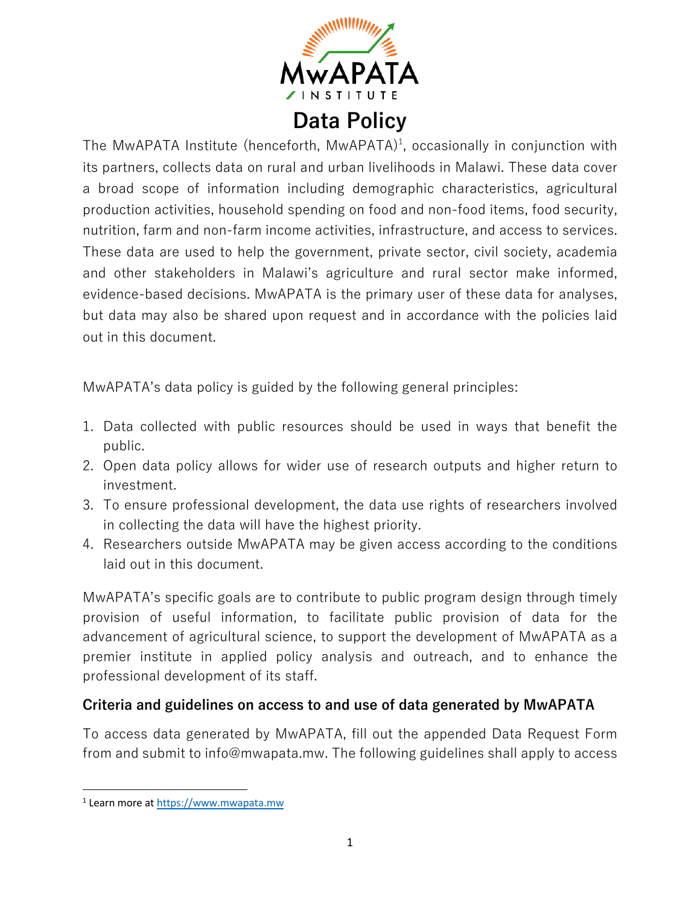# Data Policy

The MwAPATA Institute (henceforth, MwAPATA)[1], occasionally in conjunction with its partners, collects data on rural and urban livelihoods in Malawi. These data cover a broad scope of information including demographic characteristics, agricultural production activities, household spending on food and non-food items, food security, nutrition, farm and non-farm income activities, infrastructure, and access to services. These data are used to help the government, private sector, civil society, academia and other stakeholders in Malawi's agriculture and rural sector make informed, evidence-based decisions. MwAPATA is the primary user of these data for analyses, but data may also be shared upon request and in accordance with the policies laid out in this document.

MwAPATA's data policy is guided by the following general principles:

1. Data collected with public resources should be used in ways that benefit the public.
2. Open data policy allows for wider use of research outputs and higher return to investment.
3. To ensure professional development, the data use rights of researchers involved in collecting the data will have the highest priority.
4. Researchers outside MwAPATA may be given access according to the conditions laid out in this document.

MwAPATA's specific goals are to contribute to public program design through timely provision of useful information, to facilitate public provision of data for the advancement of agricultural science, to support the development of MwAPATA as a premier institute in applied policy analysis and outreach, and to enhance the professional development of its staff.

## Criteria and guidelines on access to and use of data generated by MwAPATA

To access data generated by MwAPATA, fill out the appended Data Request Form from and submit to info@mwapata.mw. The following guidelines shall apply to access

[1] Learn more at https://www.mwapata.mw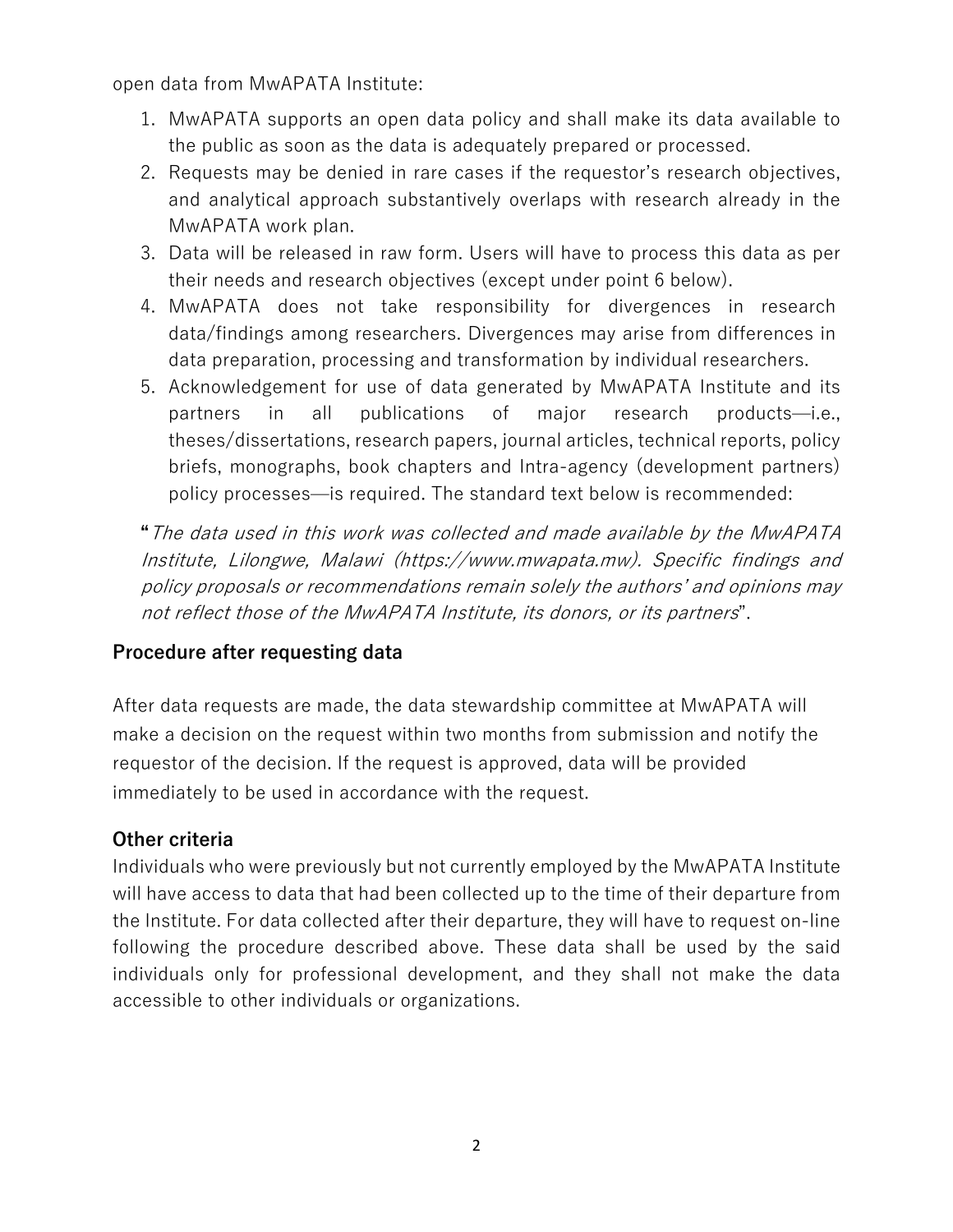open data from MwAPATA Institute:

1. MwAPATA supports an open data policy and shall make its data available to the public as soon as the data is adequately prepared or processed.
2. Requests may be denied in rare cases if the requestor's research objectives, and analytical approach substantively overlaps with research already in the MwAPATA work plan.
3. Data will be released in raw form. Users will have to process this data as per their needs and research objectives (except under point 6 below).
4. MwAPATA does not take responsibility for divergences in research data/findings among researchers. Divergences may arise from differences in data preparation, processing and transformation by individual researchers.
5. Acknowledgement for use of data generated by MwAPATA Institute and its partners in all publications of major research products—i.e., theses/dissertations, research papers, journal articles, technical reports, policy briefs, monographs, book chapters and Intra-agency (development partners) policy processes—is required. The standard text below is recommended:

"*The data used in this work was collected and made available by the MwAPATA Institute, Lilongwe, Malawi (https://www.mwapata.mw). Specific findings and policy proposals or recommendations remain solely the authors' and opinions may not reflect those of the MwAPATA Institute, its donors, or its partners*".

### Procedure after requesting data

After data requests are made, the data stewardship committee at MwAPATA will make a decision on the request within two months from submission and notify the requestor of the decision. If the request is approved, data will be provided immediately to be used in accordance with the request.

### Other criteria

Individuals who were previously but not currently employed by the MwAPATA Institute will have access to data that had been collected up to the time of their departure from the Institute. For data collected after their departure, they will have to request on-line following the procedure described above. These data shall be used by the said individuals only for professional development, and they shall not make the data accessible to other individuals or organizations.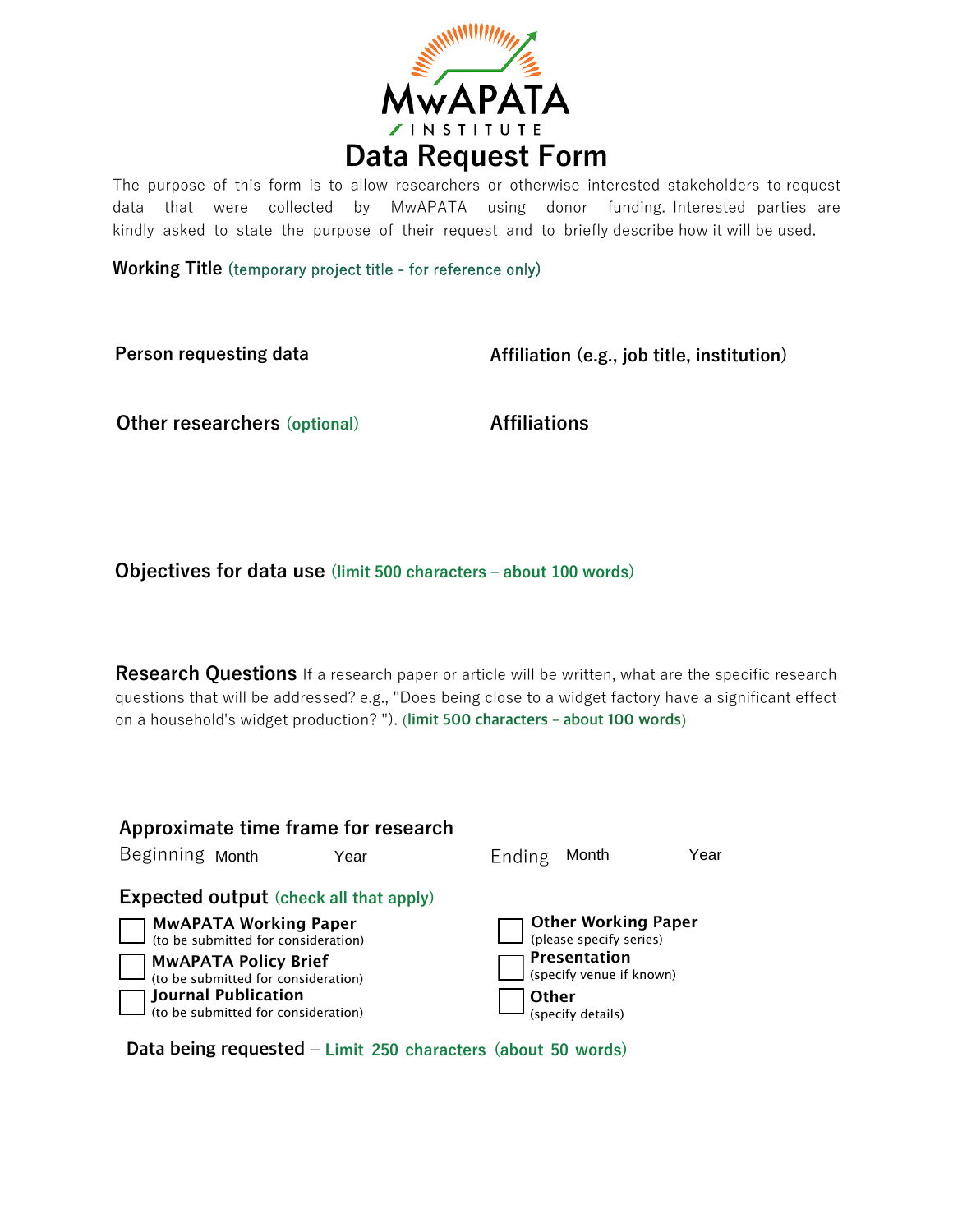MwAPATA INSTITUTE

# Data Request Form

The purpose of this form is to allow researchers or otherwise interested stakeholders to request data that were collected by MwAPATA using donor funding. Interested parties are kindly asked to state the purpose of their request and to briefly describe how it will be used.

**Working Title** (temporary project title - for reference only)

**Person requesting data**

**Affiliation (e.g., job title, institution)**

**Other researchers** (optional)

**Affiliations**

**Objectives for data use** (limit 500 characters – about 100 words)

**Research Questions** If a research paper or article will be written, what are the specific research questions that will be addressed? e.g., "Does being close to a widget factory have a significant effect on a household's widget production? "). (limit 500 characters – about 100 words)

**Approximate time frame for research**

Beginning Month Year

Ending Month Year

**Expected output** (check all that apply)

- [ ] **MwAPATA Working Paper** (to be submitted for consideration)
- [ ] **MwAPATA Policy Brief** (to be submitted for consideration)
- [ ] **Journal Publication** (to be submitted for consideration)
- [ ] **Other Working Paper** (please specify series)
- [ ] **Presentation** (specify venue if known)
- [ ] **Other** (specify details)

**Data being requested** – Limit 250 characters (about 50 words)